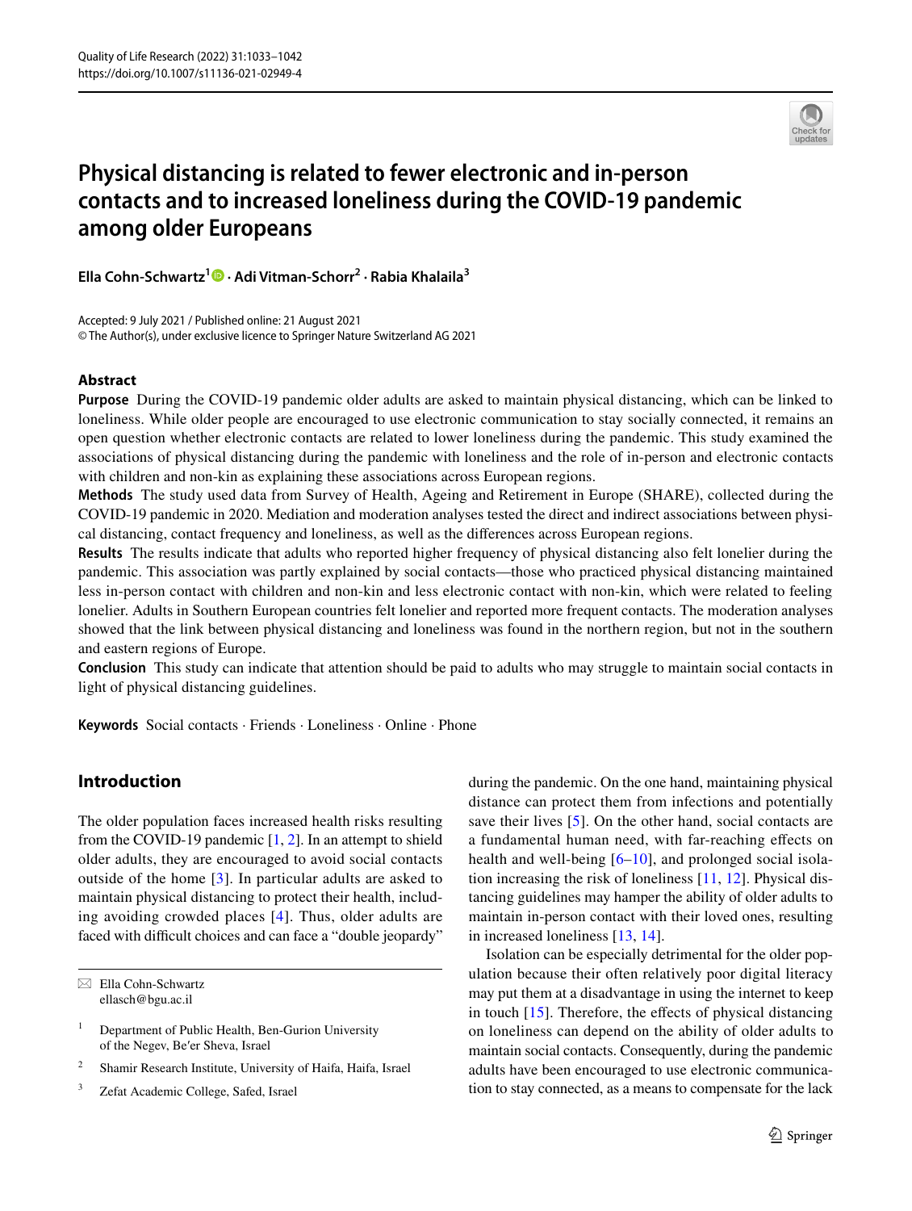# Physical distancing is related to fewer electronic and in-person contacts and to increased loneliness during the COVID-19 pandemic among older Europeans

**Ella Cohn-Schwartz[1] · Adi Vitman-Schorr[2] · Rabia Khalaila[3]**

Accepted: 9 July 2021 / Published online: 21 August 2021
© The Author(s), under exclusive licence to Springer Nature Switzerland AG 2021

## Abstract

**Purpose** During the COVID-19 pandemic older adults are asked to maintain physical distancing, which can be linked to loneliness. While older people are encouraged to use electronic communication to stay socially connected, it remains an open question whether electronic contacts are related to lower loneliness during the pandemic. This study examined the associations of physical distancing during the pandemic with loneliness and the role of in-person and electronic contacts with children and non-kin as explaining these associations across European regions.

**Methods** The study used data from Survey of Health, Ageing and Retirement in Europe (SHARE), collected during the COVID-19 pandemic in 2020. Mediation and moderation analyses tested the direct and indirect associations between physical distancing, contact frequency and loneliness, as well as the differences across European regions.

**Results** The results indicate that adults who reported higher frequency of physical distancing also felt lonelier during the pandemic. This association was partly explained by social contacts—those who practiced physical distancing maintained less in-person contact with children and non-kin and less electronic contact with non-kin, which were related to feeling lonelier. Adults in Southern European countries felt lonelier and reported more frequent contacts. The moderation analyses showed that the link between physical distancing and loneliness was found in the northern region, but not in the southern and eastern regions of Europe.

**Conclusion** This study can indicate that attention should be paid to adults who may struggle to maintain social contacts in light of physical distancing guidelines.

**Keywords** Social contacts · Friends · Loneliness · Online · Phone

## Introduction

The older population faces increased health risks resulting from the COVID-19 pandemic [1, 2]. In an attempt to shield older adults, they are encouraged to avoid social contacts outside of the home [3]. In particular adults are asked to maintain physical distancing to protect their health, including avoiding crowded places [4]. Thus, older adults are faced with difficult choices and can face a "double jeopardy" during the pandemic. On the one hand, maintaining physical distance can protect them from infections and potentially save their lives [5]. On the other hand, social contacts are a fundamental human need, with far-reaching effects on health and well-being [6–10], and prolonged social isolation increasing the risk of loneliness [11, 12]. Physical distancing guidelines may hamper the ability of older adults to maintain in-person contact with their loved ones, resulting in increased loneliness [13, 14].

Isolation can be especially detrimental for the older population because their often relatively poor digital literacy may put them at a disadvantage in using the internet to keep in touch [15]. Therefore, the effects of physical distancing on loneliness can depend on the ability of older adults to maintain social contacts. Consequently, during the pandemic adults have been encouraged to use electronic communication to stay connected, as a means to compensate for the lack

---

✉ Ella Cohn-Schwartz
ellasch@bgu.ac.il

[1] Department of Public Health, Ben-Gurion University of the Negev, Be′er Sheva, Israel

[2] Shamir Research Institute, University of Haifa, Haifa, Israel

[3] Zefat Academic College, Safed, Israel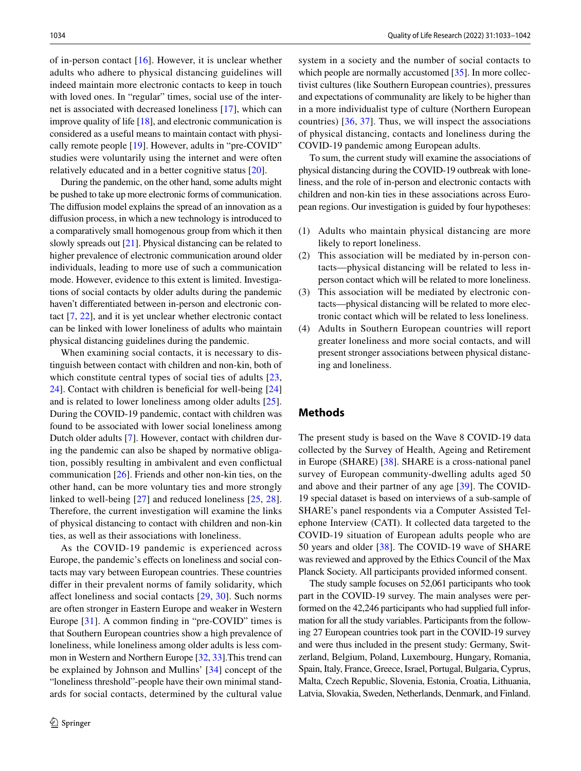of in-person contact [16]. However, it is unclear whether adults who adhere to physical distancing guidelines will indeed maintain more electronic contacts to keep in touch with loved ones. In "regular" times, social use of the internet is associated with decreased loneliness [17], which can improve quality of life [18], and electronic communication is considered as a useful means to maintain contact with physically remote people [19]. However, adults in "pre-COVID" studies were voluntarily using the internet and were often relatively educated and in a better cognitive status [20].

During the pandemic, on the other hand, some adults might be pushed to take up more electronic forms of communication. The diffusion model explains the spread of an innovation as a diffusion process, in which a new technology is introduced to a comparatively small homogenous group from which it then slowly spreads out [21]. Physical distancing can be related to higher prevalence of electronic communication around older individuals, leading to more use of such a communication mode. However, evidence to this extent is limited. Investigations of social contacts by older adults during the pandemic haven't differentiated between in-person and electronic contact [7, 22], and it is yet unclear whether electronic contact can be linked with lower loneliness of adults who maintain physical distancing guidelines during the pandemic.

When examining social contacts, it is necessary to distinguish between contact with children and non-kin, both of which constitute central types of social ties of adults [23, 24]. Contact with children is beneficial for well-being [24] and is related to lower loneliness among older adults [25]. During the COVID-19 pandemic, contact with children was found to be associated with lower social loneliness among Dutch older adults [7]. However, contact with children during the pandemic can also be shaped by normative obligation, possibly resulting in ambivalent and even conflictual communication [26]. Friends and other non-kin ties, on the other hand, can be more voluntary ties and more strongly linked to well-being [27] and reduced loneliness [25, 28]. Therefore, the current investigation will examine the links of physical distancing to contact with children and non-kin ties, as well as their associations with loneliness.

As the COVID-19 pandemic is experienced across Europe, the pandemic's effects on loneliness and social contacts may vary between European countries. These countries differ in their prevalent norms of family solidarity, which affect loneliness and social contacts [29, 30]. Such norms are often stronger in Eastern Europe and weaker in Western Europe [31]. A common finding in "pre-COVID" times is that Southern European countries show a high prevalence of loneliness, while loneliness among older adults is less common in Western and Northern Europe [32, 33].This trend can be explained by Johnson and Mullins' [34] concept of the "loneliness threshold"-people have their own minimal standards for social contacts, determined by the cultural value system in a society and the number of social contacts to which people are normally accustomed [35]. In more collectivist cultures (like Southern European countries), pressures and expectations of communality are likely to be higher than in a more individualist type of culture (Northern European countries) [36, 37]. Thus, we will inspect the associations of physical distancing, contacts and loneliness during the COVID-19 pandemic among European adults.

To sum, the current study will examine the associations of physical distancing during the COVID-19 outbreak with loneliness, and the role of in-person and electronic contacts with children and non-kin ties in these associations across European regions. Our investigation is guided by four hypotheses:

(1) Adults who maintain physical distancing are more likely to report loneliness.
(2) This association will be mediated by in-person contacts—physical distancing will be related to less in-person contact which will be related to more loneliness.
(3) This association will be mediated by electronic contacts—physical distancing will be related to more electronic contact which will be related to less loneliness.
(4) Adults in Southern European countries will report greater loneliness and more social contacts, and will present stronger associations between physical distancing and loneliness.

## Methods

The present study is based on the Wave 8 COVID-19 data collected by the Survey of Health, Ageing and Retirement in Europe (SHARE) [38]. SHARE is a cross-national panel survey of European community-dwelling adults aged 50 and above and their partner of any age [39]. The COVID-19 special dataset is based on interviews of a sub-sample of SHARE's panel respondents via a Computer Assisted Telephone Interview (CATI). It collected data targeted to the COVID-19 situation of European adults people who are 50 years and older [38]. The COVID-19 wave of SHARE was reviewed and approved by the Ethics Council of the Max Planck Society. All participants provided informed consent.

The study sample focuses on 52,061 participants who took part in the COVID-19 survey. The main analyses were performed on the 42,246 participants who had supplied full information for all the study variables. Participants from the following 27 European countries took part in the COVID-19 survey and were thus included in the present study: Germany, Switzerland, Belgium, Poland, Luxembourg, Hungary, Romania, Spain, Italy, France, Greece, Israel, Portugal, Bulgaria, Cyprus, Malta, Czech Republic, Slovenia, Estonia, Croatia, Lithuania, Latvia, Slovakia, Sweden, Netherlands, Denmark, and Finland.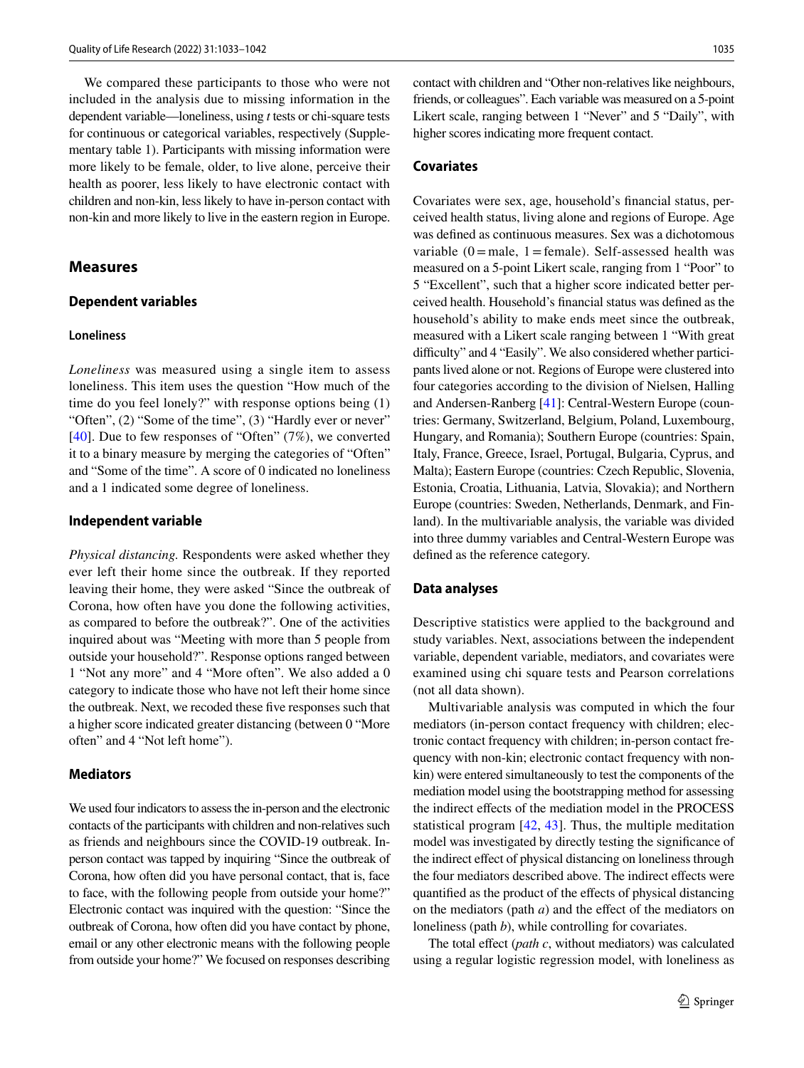We compared these participants to those who were not included in the analysis due to missing information in the dependent variable—loneliness, using *t* tests or chi-square tests for continuous or categorical variables, respectively (Supplementary table 1). Participants with missing information were more likely to be female, older, to live alone, perceive their health as poorer, less likely to have electronic contact with children and non-kin, less likely to have in-person contact with non-kin and more likely to live in the eastern region in Europe.

## Measures

### Dependent variables

#### Loneliness

*Loneliness* was measured using a single item to assess loneliness. This item uses the question "How much of the time do you feel lonely?" with response options being (1) "Often", (2) "Some of the time", (3) "Hardly ever or never" [40]. Due to few responses of "Often" (7%), we converted it to a binary measure by merging the categories of "Often" and "Some of the time". A score of 0 indicated no loneliness and a 1 indicated some degree of loneliness.

### Independent variable

*Physical distancing.* Respondents were asked whether they ever left their home since the outbreak. If they reported leaving their home, they were asked "Since the outbreak of Corona, how often have you done the following activities, as compared to before the outbreak?". One of the activities inquired about was "Meeting with more than 5 people from outside your household?". Response options ranged between 1 "Not any more" and 4 "More often". We also added a 0 category to indicate those who have not left their home since the outbreak. Next, we recoded these five responses such that a higher score indicated greater distancing (between 0 "More often" and 4 "Not left home").

### Mediators

We used four indicators to assess the in-person and the electronic contacts of the participants with children and non-relatives such as friends and neighbours since the COVID-19 outbreak. In-person contact was tapped by inquiring "Since the outbreak of Corona, how often did you have personal contact, that is, face to face, with the following people from outside your home?" Electronic contact was inquired with the question: "Since the outbreak of Corona, how often did you have contact by phone, email or any other electronic means with the following people from outside your home?" We focused on responses describing contact with children and "Other non-relatives like neighbours, friends, or colleagues". Each variable was measured on a 5-point Likert scale, ranging between 1 "Never" and 5 "Daily", with higher scores indicating more frequent contact.

### Covariates

Covariates were sex, age, household's financial status, perceived health status, living alone and regions of Europe. Age was defined as continuous measures. Sex was a dichotomous variable (0 = male, 1 = female). Self-assessed health was measured on a 5-point Likert scale, ranging from 1 "Poor" to 5 "Excellent", such that a higher score indicated better perceived health. Household's financial status was defined as the household's ability to make ends meet since the outbreak, measured with a Likert scale ranging between 1 "With great difficulty" and 4 "Easily". We also considered whether participants lived alone or not. Regions of Europe were clustered into four categories according to the division of Nielsen, Halling and Andersen-Ranberg [41]: Central-Western Europe (countries: Germany, Switzerland, Belgium, Poland, Luxembourg, Hungary, and Romania); Southern Europe (countries: Spain, Italy, France, Greece, Israel, Portugal, Bulgaria, Cyprus, and Malta); Eastern Europe (countries: Czech Republic, Slovenia, Estonia, Croatia, Lithuania, Latvia, Slovakia); and Northern Europe (countries: Sweden, Netherlands, Denmark, and Finland). In the multivariable analysis, the variable was divided into three dummy variables and Central-Western Europe was defined as the reference category.

### Data analyses

Descriptive statistics were applied to the background and study variables. Next, associations between the independent variable, dependent variable, mediators, and covariates were examined using chi square tests and Pearson correlations (not all data shown).

Multivariable analysis was computed in which the four mediators (in-person contact frequency with children; electronic contact frequency with children; in-person contact frequency with non-kin; electronic contact frequency with non-kin) were entered simultaneously to test the components of the mediation model using the bootstrapping method for assessing the indirect effects of the mediation model in the PROCESS statistical program [42, 43]. Thus, the multiple meditation model was investigated by directly testing the significance of the indirect effect of physical distancing on loneliness through the four mediators described above. The indirect effects were quantified as the product of the effects of physical distancing on the mediators (path *a*) and the effect of the mediators on loneliness (path *b*), while controlling for covariates.

The total effect (*path c*, without mediators) was calculated using a regular logistic regression model, with loneliness as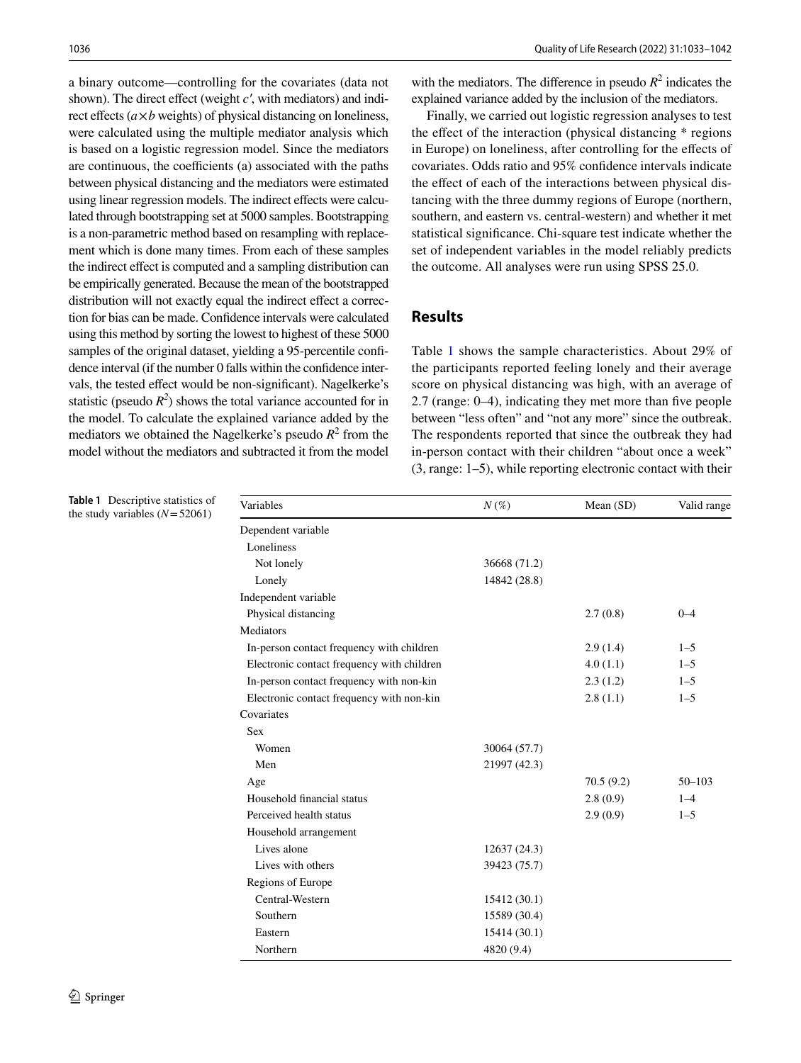a binary outcome—controlling for the covariates (data not shown). The direct effect (weight $c'$, with mediators) and indirect effects ($a \times b$ weights) of physical distancing on loneliness, were calculated using the multiple mediator analysis which is based on a logistic regression model. Since the mediators are continuous, the coefficients (a) associated with the paths between physical distancing and the mediators were estimated using linear regression models. The indirect effects were calculated through bootstrapping set at 5000 samples. Bootstrapping is a non-parametric method based on resampling with replacement which is done many times. From each of these samples the indirect effect is computed and a sampling distribution can be empirically generated. Because the mean of the bootstrapped distribution will not exactly equal the indirect effect a correction for bias can be made. Confidence intervals were calculated using this method by sorting the lowest to highest of these 5000 samples of the original dataset, yielding a 95-percentile confidence interval (if the number 0 falls within the confidence intervals, the tested effect would be non-significant). Nagelkerke's statistic (pseudo $R^2$) shows the total variance accounted for in the model. To calculate the explained variance added by the mediators we obtained the Nagelkerke's pseudo $R^2$ from the model without the mediators and subtracted it from the model with the mediators. The difference in pseudo $R^2$ indicates the explained variance added by the inclusion of the mediators.

Finally, we carried out logistic regression analyses to test the effect of the interaction (physical distancing * regions in Europe) on loneliness, after controlling for the effects of covariates. Odds ratio and 95% confidence intervals indicate the effect of each of the interactions between physical distancing with the three dummy regions of Europe (northern, southern, and eastern vs. central-western) and whether it met statistical significance. Chi-square test indicate whether the set of independent variables in the model reliably predicts the outcome. All analyses were run using SPSS 25.0.

## Results

Table 1 shows the sample characteristics. About 29% of the participants reported feeling lonely and their average score on physical distancing was high, with an average of 2.7 (range: 0–4), indicating they met more than five people between "less often" and "not any more" since the outbreak. The respondents reported that since the outbreak they had in-person contact with their children "about once a week" (3, range: 1–5), while reporting electronic contact with their

**Table 1** Descriptive statistics of the study variables ($N$ = 52061)

| Variables | $N$ (%) | Mean (SD) | Valid range |
|---|---|---|---|
| Dependent variable | | | |
| Loneliness | | | |
| Not lonely | 36668 (71.2) | | |
| Lonely | 14842 (28.8) | | |
| Independent variable | | | |
| Physical distancing | | 2.7 (0.8) | 0–4 |
| Mediators | | | |
| In-person contact frequency with children | | 2.9 (1.4) | 1–5 |
| Electronic contact frequency with children | | 4.0 (1.1) | 1–5 |
| In-person contact frequency with non-kin | | 2.3 (1.2) | 1–5 |
| Electronic contact frequency with non-kin | | 2.8 (1.1) | 1–5 |
| Covariates | | | |
| Sex | | | |
| Women | 30064 (57.7) | | |
| Men | 21997 (42.3) | | |
| Age | | 70.5 (9.2) | 50–103 |
| Household financial status | | 2.8 (0.9) | 1–4 |
| Perceived health status | | 2.9 (0.9) | 1–5 |
| Household arrangement | | | |
| Lives alone | 12637 (24.3) | | |
| Lives with others | 39423 (75.7) | | |
| Regions of Europe | | | |
| Central-Western | 15412 (30.1) | | |
| Southern | 15589 (30.4) | | |
| Eastern | 15414 (30.1) | | |
| Northern | 4820 (9.4) | | |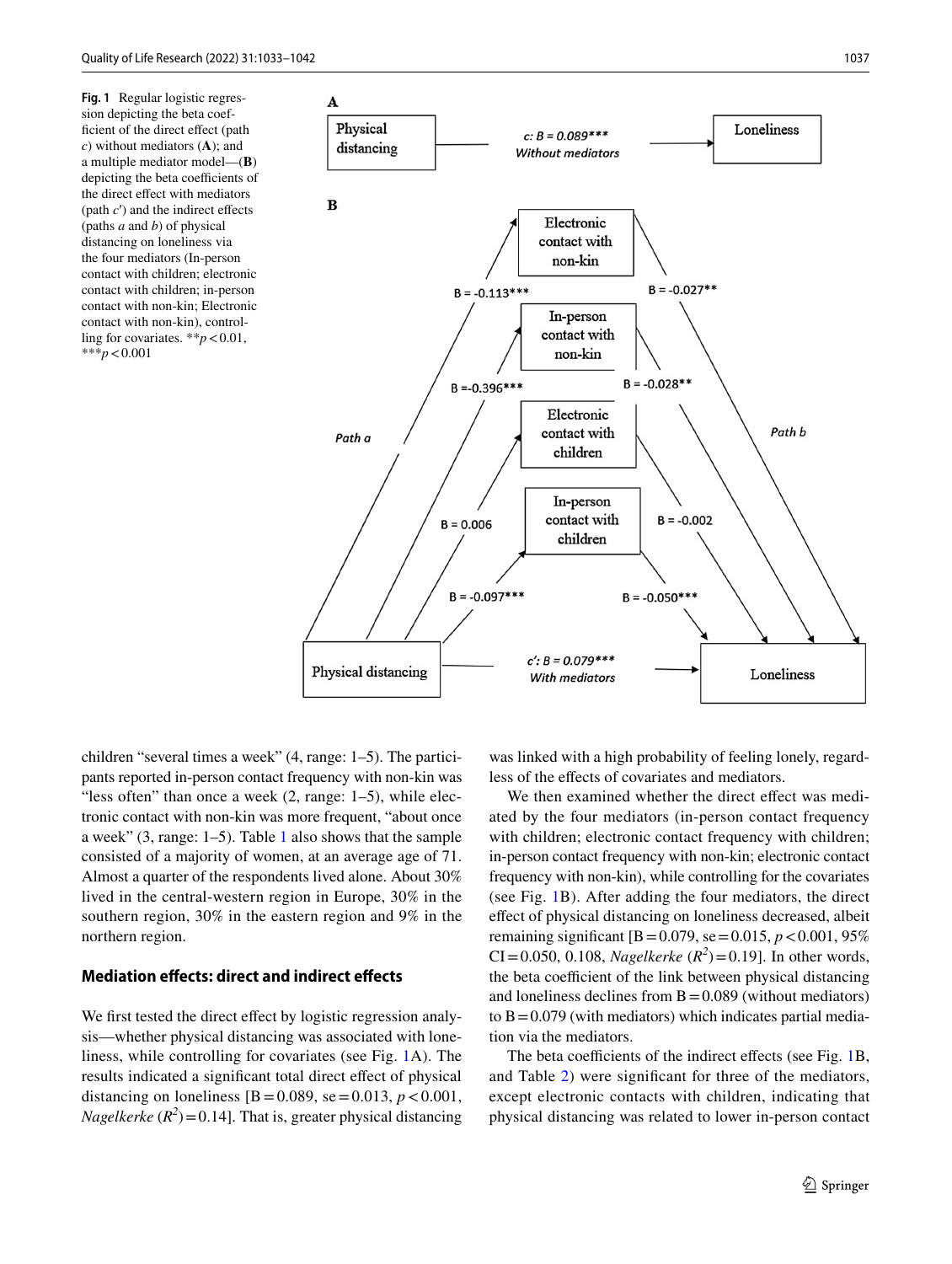**Fig. 1** Regular logistic regression depicting the beta coefficient of the direct effect (path *c*) without mediators (**A**); and a multiple mediator model—(**B**) depicting the beta coefficients of the direct effect with mediators (path *c′*) and the indirect effects (paths *a* and *b*) of physical distancing on loneliness via the four mediators (In-person contact with children; electronic contact with children; in-person contact with non-kin; Electronic contact with non-kin), controlling for covariates. $^{**}p < 0.01$, $^{***}p < 0.001$

children "several times a week" (4, range: 1–5). The participants reported in-person contact frequency with non-kin was "less often" than once a week (2, range: 1–5), while electronic contact with non-kin was more frequent, "about once a week" (3, range: 1–5). Table 1 also shows that the sample consisted of a majority of women, at an average age of 71. Almost a quarter of the respondents lived alone. About 30% lived in the central-western region in Europe, 30% in the southern region, 30% in the eastern region and 9% in the northern region.

### Mediation effects: direct and indirect effects

We first tested the direct effect by logistic regression analysis—whether physical distancing was associated with loneliness, while controlling for covariates (see Fig. 1A). The results indicated a significant total direct effect of physical distancing on loneliness [B = 0.089, se = 0.013, $p < 0.001$, *Nagelkerke* ($R^2$) = 0.14]. That is, greater physical distancing was linked with a high probability of feeling lonely, regardless of the effects of covariates and mediators.

We then examined whether the direct effect was mediated by the four mediators (in-person contact frequency with children; electronic contact frequency with children; in-person contact frequency with non-kin; electronic contact frequency with non-kin), while controlling for the covariates (see Fig. 1B). After adding the four mediators, the direct effect of physical distancing on loneliness decreased, albeit remaining significant [B = 0.079, se = 0.015, $p < 0.001$, 95% CI = 0.050, 0.108, *Nagelkerke* ($R^2$) = 0.19]. In other words, the beta coefficient of the link between physical distancing and loneliness declines from B = 0.089 (without mediators) to B = 0.079 (with mediators) which indicates partial mediation via the mediators.

The beta coefficients of the indirect effects (see Fig. 1B, and Table 2) were significant for three of the mediators, except electronic contacts with children, indicating that physical distancing was related to lower in-person contact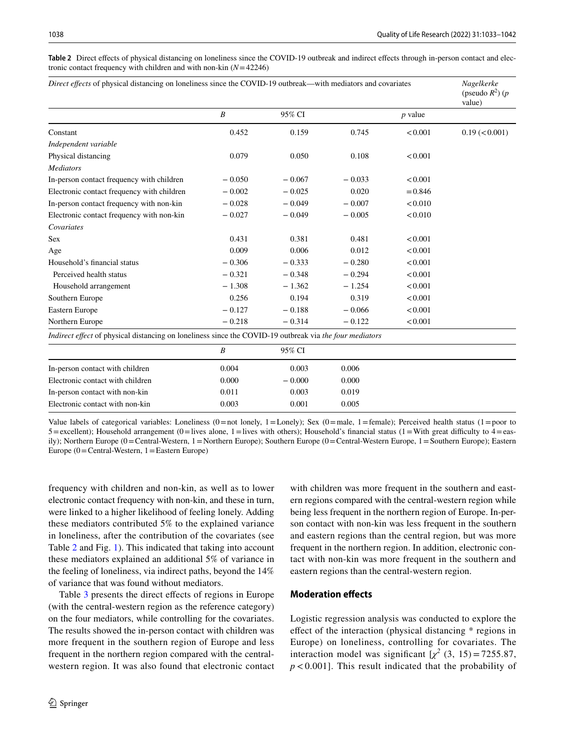**Table 2** Direct effects of physical distancing on loneliness since the COVID-19 outbreak and indirect effects through in-person contact and electronic contact frequency with children and with non-kin ($N = 42246$)

| *Direct effects* of physical distancing on loneliness since the COVID-19 outbreak—with mediators and covariates | | | | | *Nagelkerke* (pseudo $R^2$) (*p* value) |
|---|---|---|---|---|---|
| | *B* | 95% CI | | *p* value | |
| Constant | 0.452 | 0.159 | 0.745 | < 0.001 | 0.19 (< 0.001) |
| *Independent variable* | | | | | |
| Physical distancing | 0.079 | 0.050 | 0.108 | < 0.001 | |
| *Mediators* | | | | | |
| In-person contact frequency with children | − 0.050 | − 0.067 | − 0.033 | < 0.001 | |
| Electronic contact frequency with children | − 0.002 | − 0.025 | 0.020 | = 0.846 | |
| In-person contact frequency with non-kin | − 0.028 | − 0.049 | − 0.007 | < 0.010 | |
| Electronic contact frequency with non-kin | − 0.027 | − 0.049 | − 0.005 | < 0.010 | |
| *Covariates* | | | | | |
| Sex | 0.431 | 0.381 | 0.481 | < 0.001 | |
| Age | 0.009 | 0.006 | 0.012 | < 0.001 | |
| Household's financial status | − 0.306 | − 0.333 | − 0.280 | < 0.001 | |
| Perceived health status | − 0.321 | − 0.348 | − 0.294 | < 0.001 | |
| Household arrangement | − 1.308 | − 1.362 | − 1.254 | < 0.001 | |
| Southern Europe | 0.256 | 0.194 | 0.319 | < 0.001 | |
| Eastern Europe | − 0.127 | − 0.188 | − 0.066 | < 0.001 | |
| Northern Europe | − 0.218 | − 0.314 | − 0.122 | < 0.001 | |
| *Indirect effect* of physical distancing on loneliness since the COVID-19 outbreak via *the four mediators* | | | | | |
| | *B* | 95% CI | | | |
| In-person contact with children | 0.004 | 0.003 | 0.006 | | |
| Electronic contact with children | 0.000 | − 0.000 | 0.000 | | |
| In-person contact with non-kin | 0.011 | 0.003 | 0.019 | | |
| Electronic contact with non-kin | 0.003 | 0.001 | 0.005 | | |

Value labels of categorical variables: Loneliness (0 = not lonely, 1 = Lonely); Sex (0 = male, 1 = female); Perceived health status (1 = poor to 5 = excellent); Household arrangement (0 = lives alone, 1 = lives with others); Household's financial status (1 = With great difficulty to 4 = easily); Northern Europe (0 = Central-Western, 1 = Northern Europe); Southern Europe (0 = Central-Western Europe, 1 = Southern Europe); Eastern Europe (0 = Central-Western, 1 = Eastern Europe)

frequency with children and non-kin, as well as to lower electronic contact frequency with non-kin, and these in turn, were linked to a higher likelihood of feeling lonely. Adding these mediators contributed 5% to the explained variance in loneliness, after the contribution of the covariates (see Table 2 and Fig. 1). This indicated that taking into account these mediators explained an additional 5% of variance in the feeling of loneliness, via indirect paths, beyond the 14% of variance that was found without mediators.

Table 3 presents the direct effects of regions in Europe (with the central-western region as the reference category) on the four mediators, while controlling for the covariates. The results showed the in-person contact with children was more frequent in the southern region of Europe and less frequent in the northern region compared with the central-western region. It was also found that electronic contact with children was more frequent in the southern and eastern regions compared with the central-western region while being less frequent in the northern region of Europe. In-person contact with non-kin was less frequent in the southern and eastern regions than the central region, but was more frequent in the northern region. In addition, electronic contact with non-kin was more frequent in the southern and eastern regions than the central-western region.

## Moderation effects

Logistic regression analysis was conducted to explore the effect of the interaction (physical distancing * regions in Europe) on loneliness, controlling for covariates. The interaction model was significant [$\chi^2$ (3, 15) = 7255.87, $p < 0.001$]. This result indicated that the probability of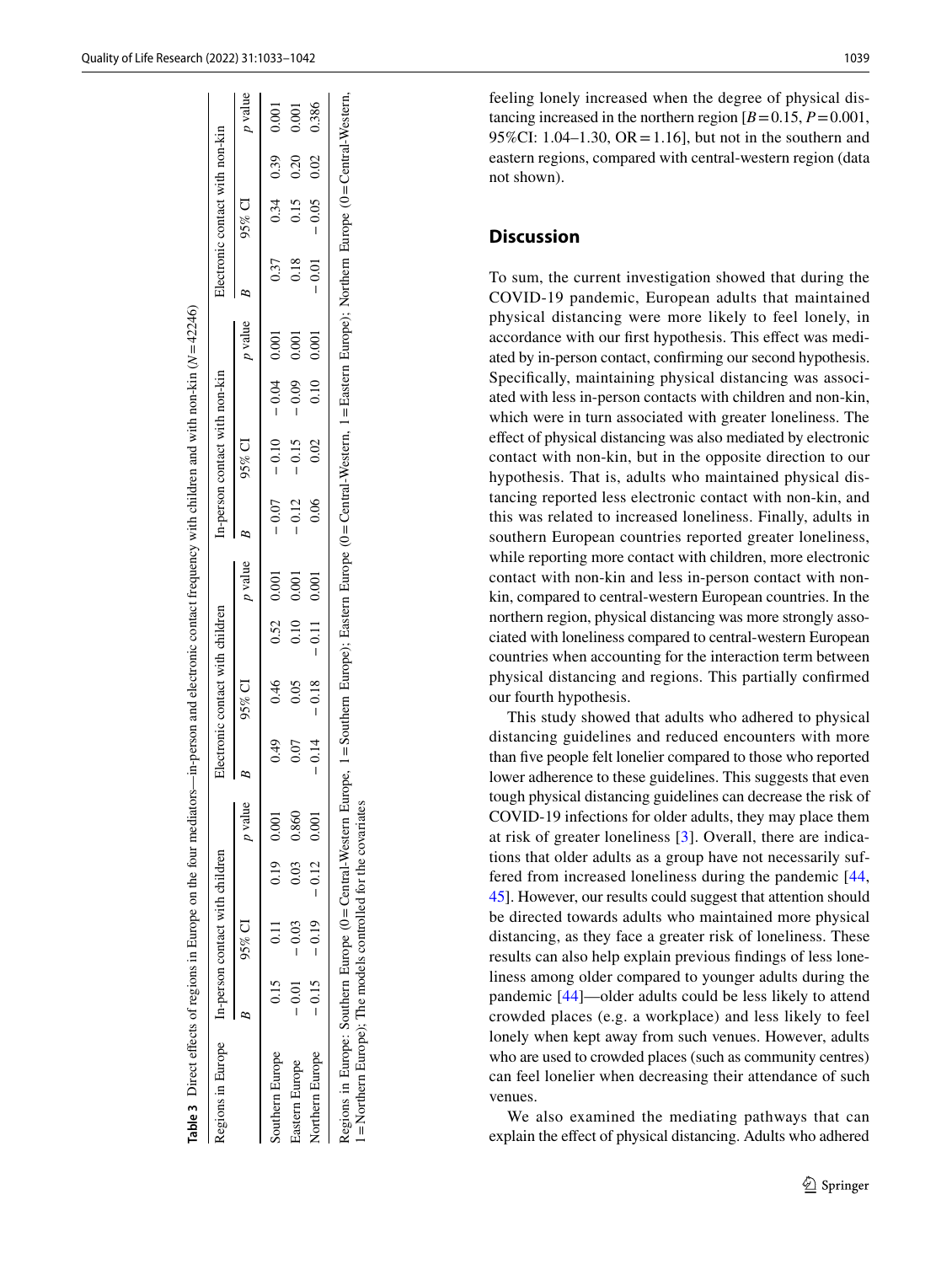**Table 3** Direct effects of regions in Europe on the four mediators—in-person and electronic contact frequency with children and with non-kin (*N* = 42246)

| Regions in Europe | In-person contact with children | | | | Electronic contact with children | | | | In-person contact with non-kin | | | | Electronic contact with non-kin | | | |
|---|---|---|---|---|---|---|---|---|---|---|---|---|---|---|---|---|
| | *B* | 95% CI | | *p* value | *B* | 95% CI | | *p* value | *B* | 95% CI | | *p* value | *B* | 95% CI | | *p* value |
| Southern Europe | 0.15 | 0.11 | 0.19 | 0.001 | 0.49 | 0.46 | 0.52 | 0.001 | − 0.07 | − 0.10 | − 0.04 | 0.001 | 0.37 | 0.34 | 0.39 | 0.001 |
| Eastern Europe | − 0.01 | − 0.03 | 0.03 | 0.860 | 0.07 | 0.05 | 0.10 | 0.001 | − 0.12 | − 0.15 | − 0.09 | 0.001 | 0.18 | 0.15 | 0.20 | 0.001 |
| Northern Europe | − 0.15 | − 0.19 | − 0.12 | 0.001 | − 0.14 | − 0.18 | − 0.11 | 0.001 | 0.06 | 0.02 | 0.10 | 0.001 | − 0.01 | − 0.05 | 0.02 | 0.386 |

Regions in Europe: Southern Europe (0 = Central-Western Europe, 1 = Southern Europe); Eastern Europe (0 = Central-Western, 1 = Eastern Europe); Northern Europe (0 = Central-Western, 1 = Northern Europe); The models controlled for the covariates

feeling lonely increased when the degree of physical distancing increased in the northern region [$B = 0.15$, $P = 0.001$, 95%CI: 1.04–1.30, OR = 1.16], but not in the southern and eastern regions, compared with central-western region (data not shown).

## Discussion

To sum, the current investigation showed that during the COVID-19 pandemic, European adults that maintained physical distancing were more likely to feel lonely, in accordance with our first hypothesis. This effect was mediated by in-person contact, confirming our second hypothesis. Specifically, maintaining physical distancing was associated with less in-person contacts with children and non-kin, which were in turn associated with greater loneliness. The effect of physical distancing was also mediated by electronic contact with non-kin, but in the opposite direction to our hypothesis. That is, adults who maintained physical distancing reported less electronic contact with non-kin, and this was related to increased loneliness. Finally, adults in southern European countries reported greater loneliness, while reporting more contact with children, more electronic contact with non-kin and less in-person contact with non-kin, compared to central-western European countries. In the northern region, physical distancing was more strongly associated with loneliness compared to central-western European countries when accounting for the interaction term between physical distancing and regions. This partially confirmed our fourth hypothesis.

This study showed that adults who adhered to physical distancing guidelines and reduced encounters with more than five people felt lonelier compared to those who reported lower adherence to these guidelines. This suggests that even tough physical distancing guidelines can decrease the risk of COVID-19 infections for older adults, they may place them at risk of greater loneliness [3]. Overall, there are indications that older adults as a group have not necessarily suffered from increased loneliness during the pandemic [44, 45]. However, our results could suggest that attention should be directed towards adults who maintained more physical distancing, as they face a greater risk of loneliness. These results can also help explain previous findings of less loneliness among older compared to younger adults during the pandemic [44]—older adults could be less likely to attend crowded places (e.g. a workplace) and less likely to feel lonely when kept away from such venues. However, adults who are used to crowded places (such as community centres) can feel lonelier when decreasing their attendance of such venues.

We also examined the mediating pathways that can explain the effect of physical distancing. Adults who adhered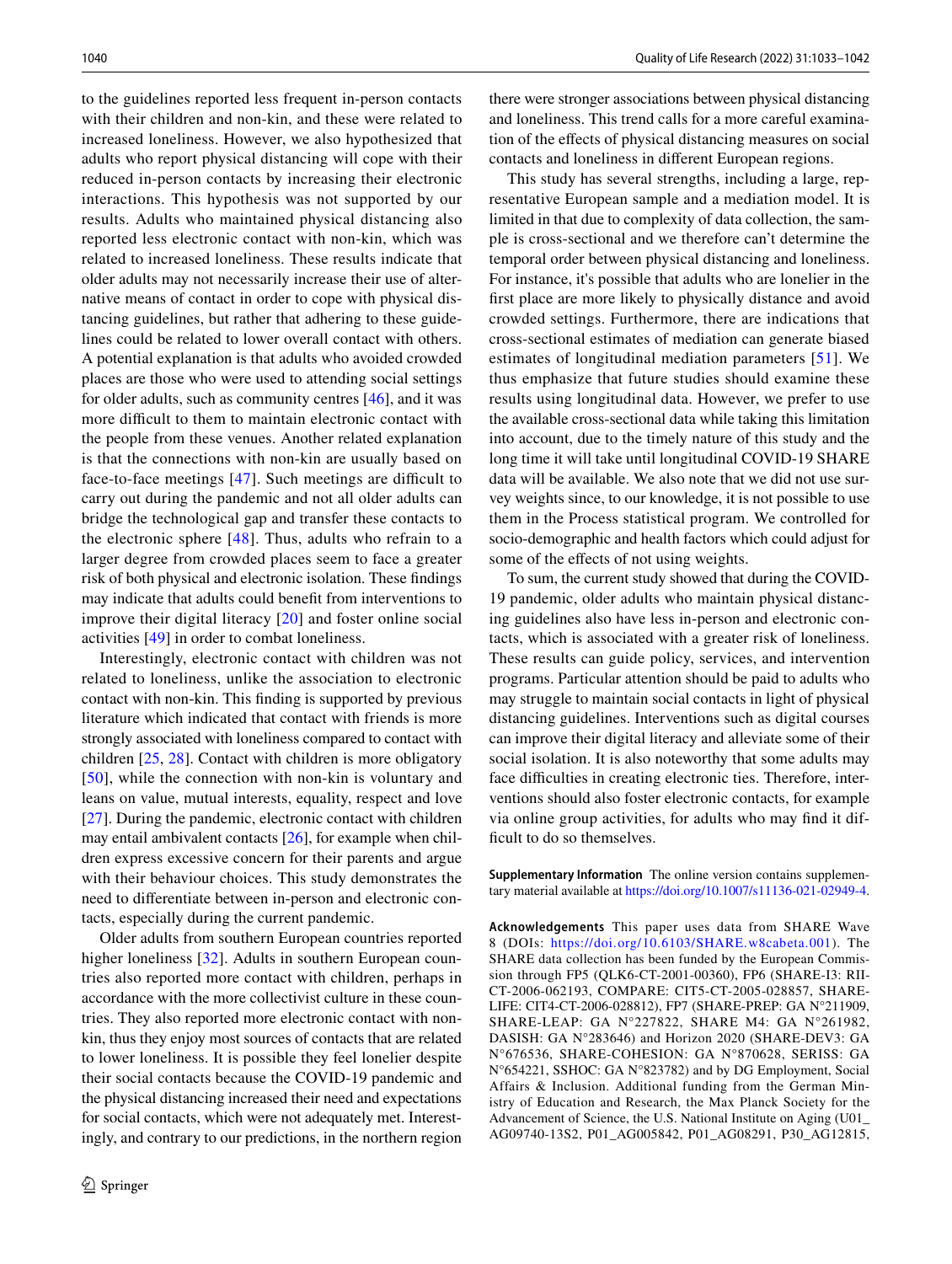to the guidelines reported less frequent in-person contacts with their children and non-kin, and these were related to increased loneliness. However, we also hypothesized that adults who report physical distancing will cope with their reduced in-person contacts by increasing their electronic interactions. This hypothesis was not supported by our results. Adults who maintained physical distancing also reported less electronic contact with non-kin, which was related to increased loneliness. These results indicate that older adults may not necessarily increase their use of alternative means of contact in order to cope with physical distancing guidelines, but rather that adhering to these guidelines could be related to lower overall contact with others. A potential explanation is that adults who avoided crowded places are those who were used to attending social settings for older adults, such as community centres [46], and it was more difficult to them to maintain electronic contact with the people from these venues. Another related explanation is that the connections with non-kin are usually based on face-to-face meetings [47]. Such meetings are difficult to carry out during the pandemic and not all older adults can bridge the technological gap and transfer these contacts to the electronic sphere [48]. Thus, adults who refrain to a larger degree from crowded places seem to face a greater risk of both physical and electronic isolation. These findings may indicate that adults could benefit from interventions to improve their digital literacy [20] and foster online social activities [49] in order to combat loneliness.

Interestingly, electronic contact with children was not related to loneliness, unlike the association to electronic contact with non-kin. This finding is supported by previous literature which indicated that contact with friends is more strongly associated with loneliness compared to contact with children [25, 28]. Contact with children is more obligatory [50], while the connection with non-kin is voluntary and leans on value, mutual interests, equality, respect and love [27]. During the pandemic, electronic contact with children may entail ambivalent contacts [26], for example when children express excessive concern for their parents and argue with their behaviour choices. This study demonstrates the need to differentiate between in-person and electronic contacts, especially during the current pandemic.

Older adults from southern European countries reported higher loneliness [32]. Adults in southern European countries also reported more contact with children, perhaps in accordance with the more collectivist culture in these countries. They also reported more electronic contact with non-kin, thus they enjoy most sources of contacts that are related to lower loneliness. It is possible they feel lonelier despite their social contacts because the COVID-19 pandemic and the physical distancing increased their need and expectations for social contacts, which were not adequately met. Interestingly, and contrary to our predictions, in the northern region there were stronger associations between physical distancing and loneliness. This trend calls for a more careful examination of the effects of physical distancing measures on social contacts and loneliness in different European regions.

This study has several strengths, including a large, representative European sample and a mediation model. It is limited in that due to complexity of data collection, the sample is cross-sectional and we therefore can't determine the temporal order between physical distancing and loneliness. For instance, it's possible that adults who are lonelier in the first place are more likely to physically distance and avoid crowded settings. Furthermore, there are indications that cross-sectional estimates of mediation can generate biased estimates of longitudinal mediation parameters [51]. We thus emphasize that future studies should examine these results using longitudinal data. However, we prefer to use the available cross-sectional data while taking this limitation into account, due to the timely nature of this study and the long time it will take until longitudinal COVID-19 SHARE data will be available. We also note that we did not use survey weights since, to our knowledge, it is not possible to use them in the Process statistical program. We controlled for socio-demographic and health factors which could adjust for some of the effects of not using weights.

To sum, the current study showed that during the COVID-19 pandemic, older adults who maintain physical distancing guidelines also have less in-person and electronic contacts, which is associated with a greater risk of loneliness. These results can guide policy, services, and intervention programs. Particular attention should be paid to adults who may struggle to maintain social contacts in light of physical distancing guidelines. Interventions such as digital courses can improve their digital literacy and alleviate some of their social isolation. It is also noteworthy that some adults may face difficulties in creating electronic ties. Therefore, interventions should also foster electronic contacts, for example via online group activities, for adults who may find it difficult to do so themselves.

**Supplementary Information** The online version contains supplementary material available at https://doi.org/10.1007/s11136-021-02949-4.

**Acknowledgements** This paper uses data from SHARE Wave 8 (DOIs: https://doi.org/10.6103/SHARE.w8cabeta.001). The SHARE data collection has been funded by the European Commission through FP5 (QLK6-CT-2001-00360), FP6 (SHARE-I3: RII-CT-2006-062193, COMPARE: CIT5-CT-2005-028857, SHARE-LIFE: CIT4-CT-2006-028812), FP7 (SHARE-PREP: GA N°211909, SHARE-LEAP: GA N°227822, SHARE M4: GA N°261982, DASISH: GA N°283646) and Horizon 2020 (SHARE-DEV3: GA N°676536, SHARE-COHESION: GA N°870628, SERISS: GA N°654221, SSHOC: GA N°823782) and by DG Employment, Social Affairs & Inclusion. Additional funding from the German Ministry of Education and Research, the Max Planck Society for the Advancement of Science, the U.S. National Institute on Aging (U01_AG09740-13S2, P01_AG005842, P01_AG08291, P30_AG12815,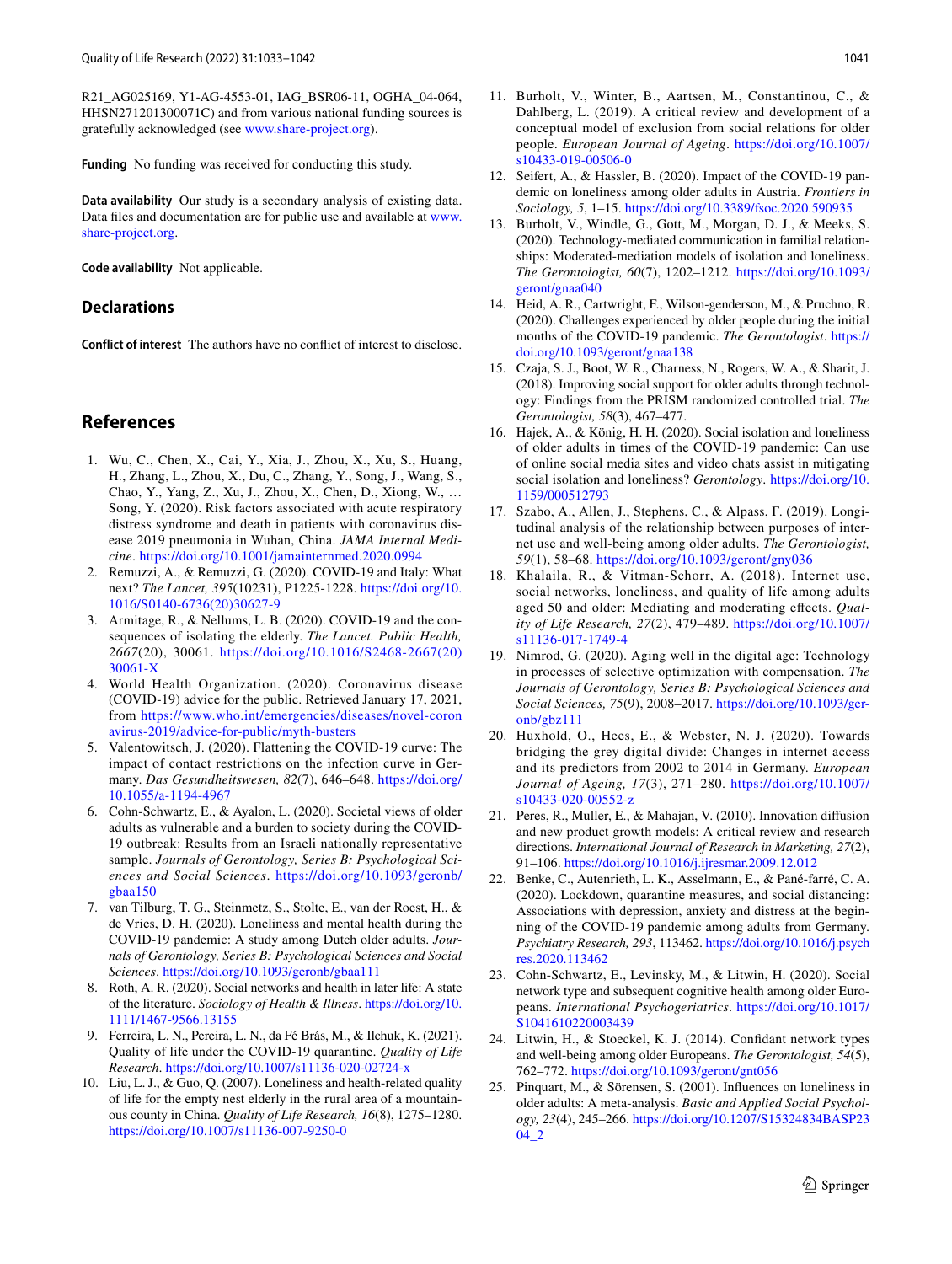R21_AG025169, Y1-AG-4553-01, IAG_BSR06-11, OGHA_04-064, HHSN271201300071C) and from various national funding sources is gratefully acknowledged (see www.share-project.org).

**Funding** No funding was received for conducting this study.

**Data availability** Our study is a secondary analysis of existing data. Data files and documentation are for public use and available at www.share-project.org.

**Code availability** Not applicable.

## Declarations

**Conflict of interest** The authors have no conflict of interest to disclose.

## References

1. Wu, C., Chen, X., Cai, Y., Xia, J., Zhou, X., Xu, S., Huang, H., Zhang, L., Zhou, X., Du, C., Zhang, Y., Song, J., Wang, S., Chao, Y., Yang, Z., Xu, J., Zhou, X., Chen, D., Xiong, W., … Song, Y. (2020). Risk factors associated with acute respiratory distress syndrome and death in patients with coronavirus disease 2019 pneumonia in Wuhan, China. *JAMA Internal Medicine*. https://doi.org/10.1001/jamainternmed.2020.0994
2. Remuzzi, A., & Remuzzi, G. (2020). COVID-19 and Italy: What next? *The Lancet, 395*(10231), P1225-1228. https://doi.org/10.1016/S0140-6736(20)30627-9
3. Armitage, R., & Nellums, L. B. (2020). COVID-19 and the consequences of isolating the elderly. *The Lancet. Public Health, 2667*(20), 30061. https://doi.org/10.1016/S2468-2667(20)30061-X
4. World Health Organization. (2020). Coronavirus disease (COVID-19) advice for the public. Retrieved January 17, 2021, from https://www.who.int/emergencies/diseases/novel-coronavirus-2019/advice-for-public/myth-busters
5. Valentowitsch, J. (2020). Flattening the COVID-19 curve: The impact of contact restrictions on the infection curve in Germany. *Das Gesundheitswesen, 82*(7), 646–648. https://doi.org/10.1055/a-1194-4967
6. Cohn-Schwartz, E., & Ayalon, L. (2020). Societal views of older adults as vulnerable and a burden to society during the COVID-19 outbreak: Results from an Israeli nationally representative sample. *Journals of Gerontology, Series B: Psychological Sciences and Social Sciences*. https://doi.org/10.1093/geronb/gbaa150
7. van Tilburg, T. G., Steinmetz, S., Stolte, E., van der Roest, H., & de Vries, D. H. (2020). Loneliness and mental health during the COVID-19 pandemic: A study among Dutch older adults. *Journals of Gerontology, Series B: Psychological Sciences and Social Sciences*. https://doi.org/10.1093/geronb/gbaa111
8. Roth, A. R. (2020). Social networks and health in later life: A state of the literature. *Sociology of Health & Illness*. https://doi.org/10.1111/1467-9566.13155
9. Ferreira, L. N., Pereira, L. N., da Fé Brás, M., & Ilchuk, K. (2021). Quality of life under the COVID-19 quarantine. *Quality of Life Research*. https://doi.org/10.1007/s11136-020-02724-x
10. Liu, L. J., & Guo, Q. (2007). Loneliness and health-related quality of life for the empty nest elderly in the rural area of a mountainous county in China. *Quality of Life Research, 16*(8), 1275–1280. https://doi.org/10.1007/s11136-007-9250-0
11. Burholt, V., Winter, B., Aartsen, M., Constantinou, C., & Dahlberg, L. (2019). A critical review and development of a conceptual model of exclusion from social relations for older people. *European Journal of Ageing*. https://doi.org/10.1007/s10433-019-00506-0
12. Seifert, A., & Hassler, B. (2020). Impact of the COVID-19 pandemic on loneliness among older adults in Austria. *Frontiers in Sociology, 5*, 1–15. https://doi.org/10.3389/fsoc.2020.590935
13. Burholt, V., Windle, G., Gott, M., Morgan, D. J., & Meeks, S. (2020). Technology-mediated communication in familial relationships: Moderated-mediation models of isolation and loneliness. *The Gerontologist, 60*(7), 1202–1212. https://doi.org/10.1093/geront/gnaa040
14. Heid, A. R., Cartwright, F., Wilson-genderson, M., & Pruchno, R. (2020). Challenges experienced by older people during the initial months of the COVID-19 pandemic. *The Gerontologist*. https://doi.org/10.1093/geront/gnaa138
15. Czaja, S. J., Boot, W. R., Charness, N., Rogers, W. A., & Sharit, J. (2018). Improving social support for older adults through technology: Findings from the PRISM randomized controlled trial. *The Gerontologist, 58*(3), 467–477.
16. Hajek, A., & König, H. H. (2020). Social isolation and loneliness of older adults in times of the COVID-19 pandemic: Can use of online social media sites and video chats assist in mitigating social isolation and loneliness? *Gerontology*. https://doi.org/10.1159/000512793
17. Szabo, A., Allen, J., Stephens, C., & Alpass, F. (2019). Longitudinal analysis of the relationship between purposes of internet use and well-being among older adults. *The Gerontologist, 59*(1), 58–68. https://doi.org/10.1093/geront/gny036
18. Khalaila, R., & Vitman-Schorr, A. (2018). Internet use, social networks, loneliness, and quality of life among adults aged 50 and older: Mediating and moderating effects. *Quality of Life Research, 27*(2), 479–489. https://doi.org/10.1007/s11136-017-1749-4
19. Nimrod, G. (2020). Aging well in the digital age: Technology in processes of selective optimization with compensation. *The Journals of Gerontology, Series B: Psychological Sciences and Social Sciences, 75*(9), 2008–2017. https://doi.org/10.1093/geronb/gbz111
20. Huxhold, O., Hees, E., & Webster, N. J. (2020). Towards bridging the grey digital divide: Changes in internet access and its predictors from 2002 to 2014 in Germany. *European Journal of Ageing, 17*(3), 271–280. https://doi.org/10.1007/s10433-020-00552-z
21. Peres, R., Muller, E., & Mahajan, V. (2010). Innovation diffusion and new product growth models: A critical review and research directions. *International Journal of Research in Marketing, 27*(2), 91–106. https://doi.org/10.1016/j.ijresmar.2009.12.012
22. Benke, C., Autenrieth, L. K., Asselmann, E., & Pané-farré, C. A. (2020). Lockdown, quarantine measures, and social distancing: Associations with depression, anxiety and distress at the beginning of the COVID-19 pandemic among adults from Germany. *Psychiatry Research, 293*, 113462. https://doi.org/10.1016/j.psychres.2020.113462
23. Cohn-Schwartz, E., Levinsky, M., & Litwin, H. (2020). Social network type and subsequent cognitive health among older Europeans. *International Psychogeriatrics*. https://doi.org/10.1017/S1041610220003439
24. Litwin, H., & Stoeckel, K. J. (2014). Confidant network types and well-being among older Europeans. *The Gerontologist, 54*(5), 762–772. https://doi.org/10.1093/geront/gnt056
25. Pinquart, M., & Sörensen, S. (2001). Influences on loneliness in older adults: A meta-analysis. *Basic and Applied Social Psychology, 23*(4), 245–266. https://doi.org/10.1207/S15324834BASP2304_2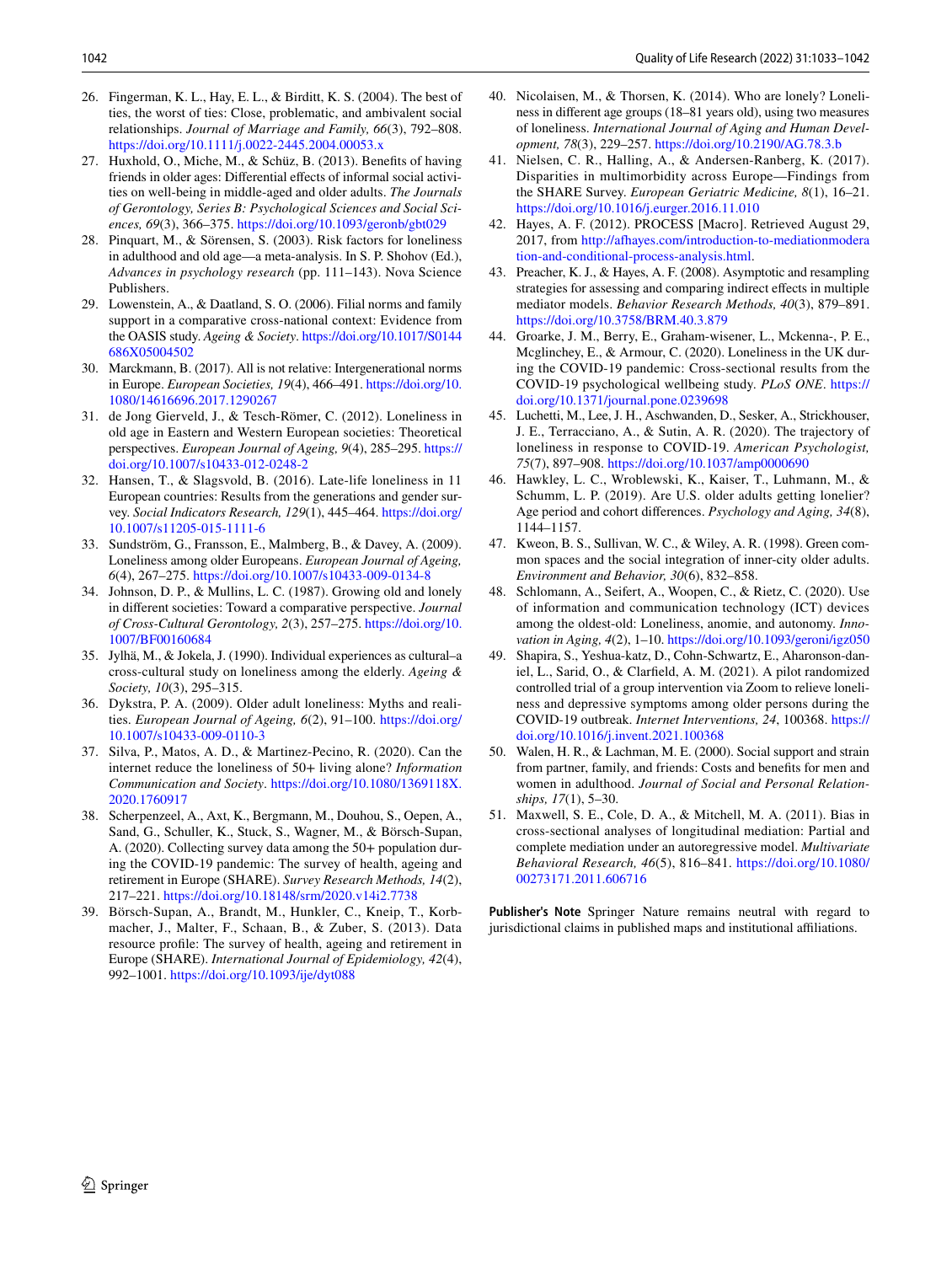26. Fingerman, K. L., Hay, E. L., & Birditt, K. S. (2004). The best of ties, the worst of ties: Close, problematic, and ambivalent social relationships. *Journal of Marriage and Family, 66*(3), 792–808. https://doi.org/10.1111/j.0022-2445.2004.00053.x
27. Huxhold, O., Miche, M., & Schüz, B. (2013). Benefits of having friends in older ages: Differential effects of informal social activities on well-being in middle-aged and older adults. *The Journals of Gerontology, Series B: Psychological Sciences and Social Sciences, 69*(3), 366–375. https://doi.org/10.1093/geronb/gbt029
28. Pinquart, M., & Sörensen, S. (2003). Risk factors for loneliness in adulthood and old age—a meta-analysis. In S. P. Shohov (Ed.), *Advances in psychology research* (pp. 111–143). Nova Science Publishers.
29. Lowenstein, A., & Daatland, S. O. (2006). Filial norms and family support in a comparative cross-national context: Evidence from the OASIS study. *Ageing & Society*. https://doi.org/10.1017/S0144686X05004502
30. Marckmann, B. (2017). All is not relative: Intergenerational norms in Europe. *European Societies, 19*(4), 466–491. https://doi.org/10.1080/14616696.2017.1290267
31. de Jong Gierveld, J., & Tesch-Römer, C. (2012). Loneliness in old age in Eastern and Western European societies: Theoretical perspectives. *European Journal of Ageing, 9*(4), 285–295. https://doi.org/10.1007/s10433-012-0248-2
32. Hansen, T., & Slagsvold, B. (2016). Late-life loneliness in 11 European countries: Results from the generations and gender survey. *Social Indicators Research, 129*(1), 445–464. https://doi.org/10.1007/s11205-015-1111-6
33. Sundström, G., Fransson, E., Malmberg, B., & Davey, A. (2009). Loneliness among older Europeans. *European Journal of Ageing, 6*(4), 267–275. https://doi.org/10.1007/s10433-009-0134-8
34. Johnson, D. P., & Mullins, L. C. (1987). Growing old and lonely in different societies: Toward a comparative perspective. *Journal of Cross-Cultural Gerontology, 2*(3), 257–275. https://doi.org/10.1007/BF00160684
35. Jylhä, M., & Jokela, J. (1990). Individual experiences as cultural–a cross-cultural study on loneliness among the elderly. *Ageing & Society, 10*(3), 295–315.
36. Dykstra, P. A. (2009). Older adult loneliness: Myths and realities. *European Journal of Ageing, 6*(2), 91–100. https://doi.org/10.1007/s10433-009-0110-3
37. Silva, P., Matos, A. D., & Martinez-Pecino, R. (2020). Can the internet reduce the loneliness of 50+ living alone? *Information Communication and Society*. https://doi.org/10.1080/1369118X.2020.1760917
38. Scherpenzeel, A., Axt, K., Bergmann, M., Douhou, S., Oepen, A., Sand, G., Schuller, K., Stuck, S., Wagner, M., & Börsch-Supan, A. (2020). Collecting survey data among the 50+ population during the COVID-19 pandemic: The survey of health, ageing and retirement in Europe (SHARE). *Survey Research Methods, 14*(2), 217–221. https://doi.org/10.18148/srm/2020.v14i2.7738
39. Börsch-Supan, A., Brandt, M., Hunkler, C., Kneip, T., Korbmacher, J., Malter, F., Schaan, B., & Zuber, S. (2013). Data resource profile: The survey of health, ageing and retirement in Europe (SHARE). *International Journal of Epidemiology, 42*(4), 992–1001. https://doi.org/10.1093/ije/dyt088
40. Nicolaisen, M., & Thorsen, K. (2014). Who are lonely? Loneliness in different age groups (18–81 years old), using two measures of loneliness. *International Journal of Aging and Human Development, 78*(3), 229–257. https://doi.org/10.2190/AG.78.3.b
41. Nielsen, C. R., Halling, A., & Andersen-Ranberg, K. (2017). Disparities in multimorbidity across Europe—Findings from the SHARE Survey. *European Geriatric Medicine, 8*(1), 16–21. https://doi.org/10.1016/j.eurger.2016.11.010
42. Hayes, A. F. (2012). PROCESS [Macro]. Retrieved August 29, 2017, from http://afhayes.com/introduction-to-mediationmoderation-and-conditional-process-analysis.html.
43. Preacher, K. J., & Hayes, A. F. (2008). Asymptotic and resampling strategies for assessing and comparing indirect effects in multiple mediator models. *Behavior Research Methods, 40*(3), 879–891. https://doi.org/10.3758/BRM.40.3.879
44. Groarke, J. M., Berry, E., Graham-wisener, L., Mckenna-, P. E., Mcglinchey, E., & Armour, C. (2020). Loneliness in the UK during the COVID-19 pandemic: Cross-sectional results from the COVID-19 psychological wellbeing study. *PLoS ONE*. https://doi.org/10.1371/journal.pone.0239698
45. Luchetti, M., Lee, J. H., Aschwanden, D., Sesker, A., Strickhouser, J. E., Terracciano, A., & Sutin, A. R. (2020). The trajectory of loneliness in response to COVID-19. *American Psychologist, 75*(7), 897–908. https://doi.org/10.1037/amp0000690
46. Hawkley, L. C., Wroblewski, K., Kaiser, T., Luhmann, M., & Schumm, L. P. (2019). Are U.S. older adults getting lonelier? Age period and cohort differences. *Psychology and Aging, 34*(8), 1144–1157.
47. Kweon, B. S., Sullivan, W. C., & Wiley, A. R. (1998). Green common spaces and the social integration of inner-city older adults. *Environment and Behavior, 30*(6), 832–858.
48. Schlomann, A., Seifert, A., Woopen, C., & Rietz, C. (2020). Use of information and communication technology (ICT) devices among the oldest-old: Loneliness, anomie, and autonomy. *Innovation in Aging, 4*(2), 1–10. https://doi.org/10.1093/geroni/igz050
49. Shapira, S., Yeshua-katz, D., Cohn-Schwartz, E., Aharonson-daniel, L., Sarid, O., & Clarfield, A. M. (2021). A pilot randomized controlled trial of a group intervention via Zoom to relieve loneliness and depressive symptoms among older persons during the COVID-19 outbreak. *Internet Interventions, 24*, 100368. https://doi.org/10.1016/j.invent.2021.100368
50. Walen, H. R., & Lachman, M. E. (2000). Social support and strain from partner, family, and friends: Costs and benefits for men and women in adulthood. *Journal of Social and Personal Relationships, 17*(1), 5–30.
51. Maxwell, S. E., Cole, D. A., & Mitchell, M. A. (2011). Bias in cross-sectional analyses of longitudinal mediation: Partial and complete mediation under an autoregressive model. *Multivariate Behavioral Research, 46*(5), 816–841. https://doi.org/10.1080/00273171.2011.606716

**Publisher's Note** Springer Nature remains neutral with regard to jurisdictional claims in published maps and institutional affiliations.